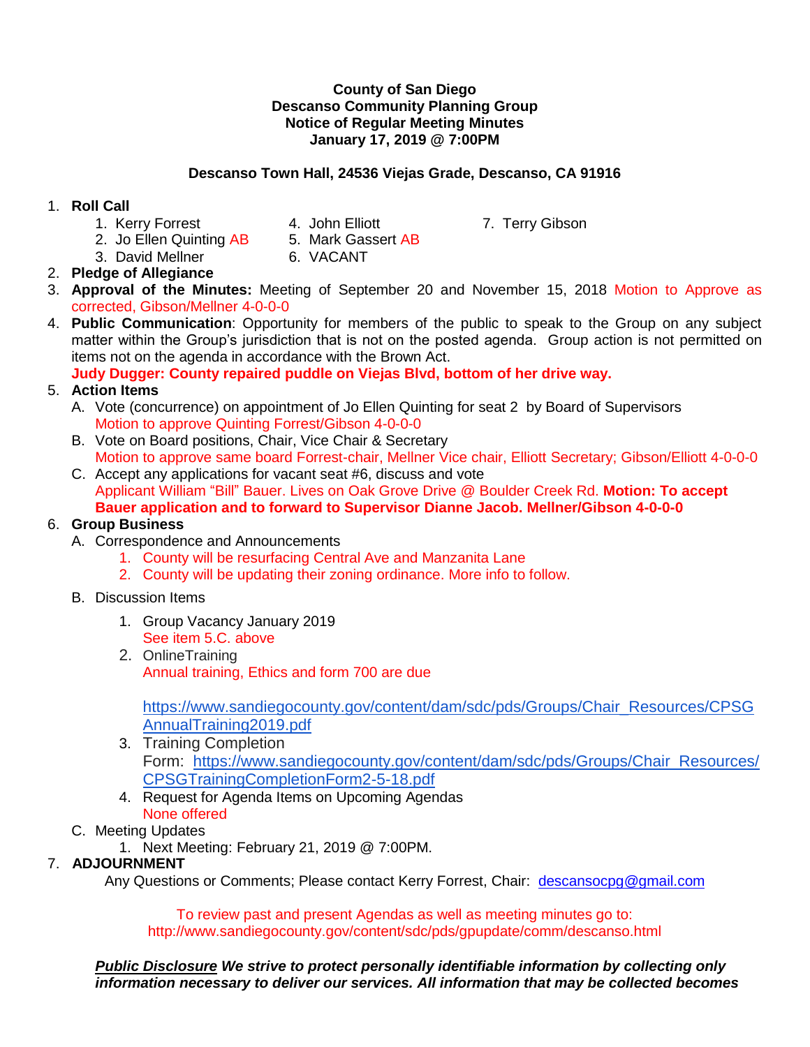**County of San Diego**
**Descanso Community Planning Group**
**Notice of Regular Meeting Minutes**
**January 17, 2019 @ 7:00PM**

**Descanso Town Hall, 24536 Viejas Grade, Descanso, CA 91916**

1. **Roll Call**
    1. Kerry Forrest
    2. Jo Ellen Quinting AB
    3. David Mellner
    4. John Elliott
    5. Mark Gassert AB
    6. VACANT
    7. Terry Gibson
2. **Pledge of Allegiance**
3. **Approval of the Minutes:** Meeting of September 20 and November 15, 2018 Motion to Approve as corrected, Gibson/Mellner 4-0-0-0
4. **Public Communication**: Opportunity for members of the public to speak to the Group on any subject matter within the Group's jurisdiction that is not on the posted agenda. Group action is not permitted on items not on the agenda in accordance with the Brown Act.
   **Judy Dugger: County repaired puddle on Viejas Blvd, bottom of her drive way.**
5. **Action Items**
    A. Vote (concurrence) on appointment of Jo Ellen Quinting for seat 2 by Board of Supervisors
       Motion to approve Quinting Forrest/Gibson 4-0-0-0
    B. Vote on Board positions, Chair, Vice Chair & Secretary
       Motion to approve same board Forrest-chair, Mellner Vice chair, Elliott Secretary; Gibson/Elliott 4-0-0-0
    C. Accept any applications for vacant seat #6, discuss and vote
       Applicant William "Bill" Bauer. Lives on Oak Grove Drive @ Boulder Creek Rd. **Motion: To accept Bauer application and to forward to Supervisor Dianne Jacob. Mellner/Gibson 4-0-0-0**
6. **Group Business**
    A. Correspondence and Announcements
        1. County will be resurfacing Central Ave and Manzanita Lane
        2. County will be updating their zoning ordinance. More info to follow.
    B. Discussion Items
        1. Group Vacancy January 2019
           See item 5.C. above
        2. OnlineTraining
           Annual training, Ethics and form 700 are due

           https://www.sandiegocounty.gov/content/dam/sdc/pds/Groups/Chair_Resources/CPSGAnnualTraining2019.pdf
        3. Training Completion
           Form: https://www.sandiegocounty.gov/content/dam/sdc/pds/Groups/Chair_Resources/CPSGTrainingCompletionForm2-5-18.pdf
        4. Request for Agenda Items on Upcoming Agendas
           None offered
    C. Meeting Updates
        1. Next Meeting: February 21, 2019 @ 7:00PM.
7. **ADJOURNMENT**
   Any Questions or Comments; Please contact Kerry Forrest, Chair: descansocpg@gmail.com

To review past and present Agendas as well as meeting minutes go to:
http://www.sandiegocounty.gov/content/sdc/pds/gpupdate/comm/descanso.html

***Public Disclosure*** ***We strive to protect personally identifiable information by collecting only information necessary to deliver our services. All information that may be collected becomes***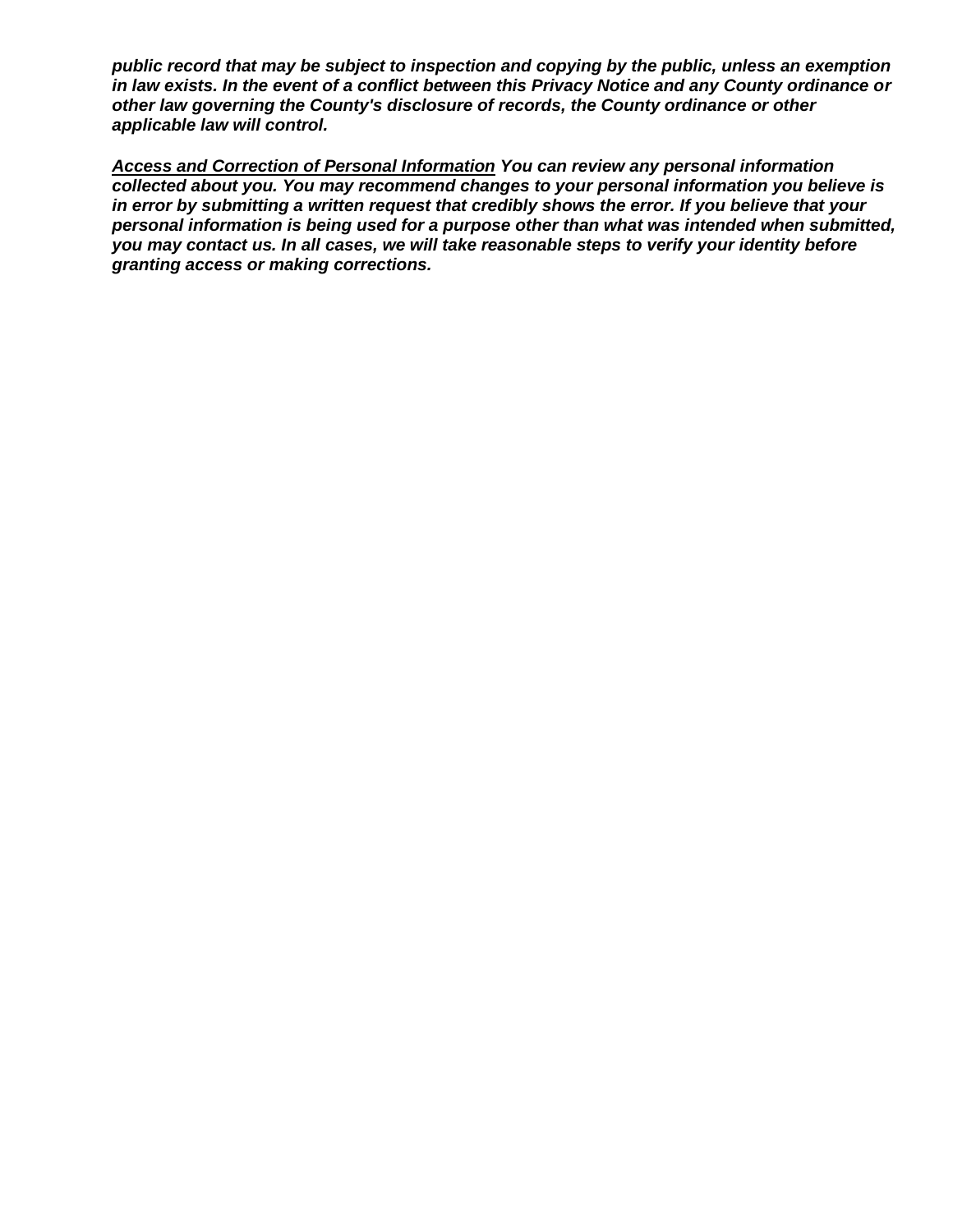***public record that may be subject to inspection and copying by the public, unless an exemption in law exists. In the event of a conflict between this Privacy Notice and any County ordinance or other law governing the County's disclosure of records, the County ordinance or other applicable law will control.***

***<u>Access and Correction of Personal Information</u> You can review any personal information collected about you. You may recommend changes to your personal information you believe is in error by submitting a written request that credibly shows the error. If you believe that your personal information is being used for a purpose other than what was intended when submitted, you may contact us. In all cases, we will take reasonable steps to verify your identity before granting access or making corrections.***